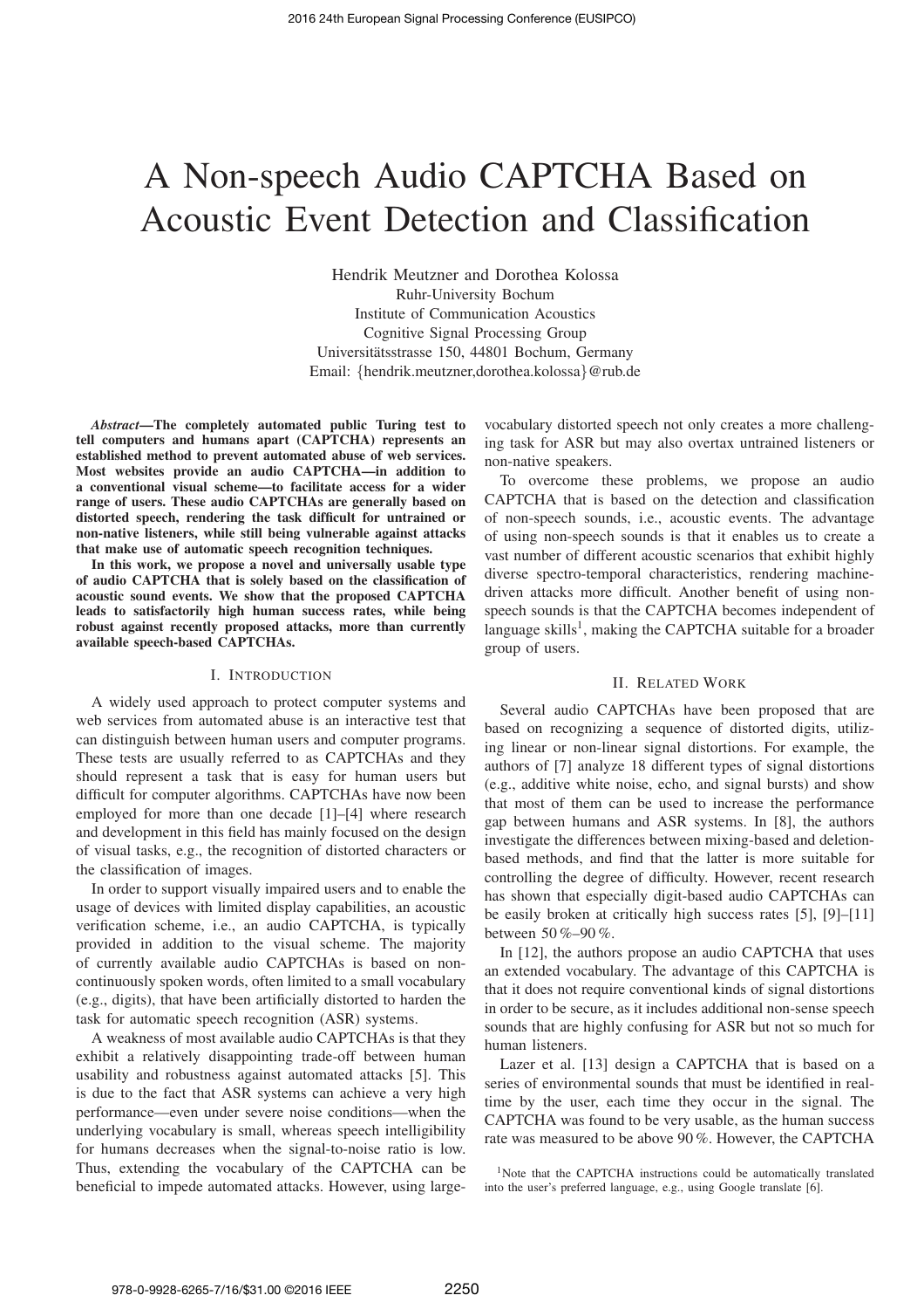# A Non-speech Audio CAPTCHA Based on Acoustic Event Detection and Classification

Hendrik Meutzner and Dorothea Kolossa
Ruhr-University Bochum
Institute of Communication Acoustics
Cognitive Signal Processing Group
Universitätsstrasse 150, 44801 Bochum, Germany
Email: {hendrik.meutzner,dorothea.kolossa}@rub.de

***Abstract*—The completely automated public Turing test to tell computers and humans apart (CAPTCHA) represents an established method to prevent automated abuse of web services. Most websites provide an audio CAPTCHA—in addition to a conventional visual scheme—to facilitate access for a wider range of users. These audio CAPTCHAs are generally based on distorted speech, rendering the task difficult for untrained or non-native listeners, while still being vulnerable against attacks that make use of automatic speech recognition techniques.**

**In this work, we propose a novel and universally usable type of audio CAPTCHA that is solely based on the classification of acoustic sound events. We show that the proposed CAPTCHA leads to satisfactorily high human success rates, while being robust against recently proposed attacks, more than currently available speech-based CAPTCHAs.**

## I. Introduction

A widely used approach to protect computer systems and web services from automated abuse is an interactive test that can distinguish between human users and computer programs. These tests are usually referred to as CAPTCHAs and they should represent a task that is easy for human users but difficult for computer algorithms. CAPTCHAs have now been employed for more than one decade [1]–[4] where research and development in this field has mainly focused on the design of visual tasks, e.g., the recognition of distorted characters or the classification of images.

In order to support visually impaired users and to enable the usage of devices with limited display capabilities, an acoustic verification scheme, i.e., an audio CAPTCHA, is typically provided in addition to the visual scheme. The majority of currently available audio CAPTCHAs is based on non-continuously spoken words, often limited to a small vocabulary (e.g., digits), that have been artificially distorted to harden the task for automatic speech recognition (ASR) systems.

A weakness of most available audio CAPTCHAs is that they exhibit a relatively disappointing trade-off between human usability and robustness against automated attacks [5]. This is due to the fact that ASR systems can achieve a very high performance—even under severe noise conditions—when the underlying vocabulary is small, whereas speech intelligibility for humans decreases when the signal-to-noise ratio is low. Thus, extending the vocabulary of the CAPTCHA can be beneficial to impede automated attacks. However, using large-vocabulary distorted speech not only creates a more challenging task for ASR but may also overtax untrained listeners or non-native speakers.

To overcome these problems, we propose an audio CAPTCHA that is based on the detection and classification of non-speech sounds, i.e., acoustic events. The advantage of using non-speech sounds is that it enables us to create a vast number of different acoustic scenarios that exhibit highly diverse spectro-temporal characteristics, rendering machine-driven attacks more difficult. Another benefit of using non-speech sounds is that the CAPTCHA becomes independent of language skills[1], making the CAPTCHA suitable for a broader group of users.

## II. Related Work

Several audio CAPTCHAs have been proposed that are based on recognizing a sequence of distorted digits, utilizing linear or non-linear signal distortions. For example, the authors of [7] analyze 18 different types of signal distortions (e.g., additive white noise, echo, and signal bursts) and show that most of them can be used to increase the performance gap between humans and ASR systems. In [8], the authors investigate the differences between mixing-based and deletion-based methods, and find that the latter is more suitable for controlling the degree of difficulty. However, recent research has shown that especially digit-based audio CAPTCHAs can be easily broken at critically high success rates [5], [9]–[11] between 50 %–90 %.

In [12], the authors propose an audio CAPTCHA that uses an extended vocabulary. The advantage of this CAPTCHA is that it does not require conventional kinds of signal distortions in order to be secure, as it includes additional non-sense speech sounds that are highly confusing for ASR but not so much for human listeners.

Lazer et al. [13] design a CAPTCHA that is based on a series of environmental sounds that must be identified in real-time by the user, each time they occur in the signal. The CAPTCHA was found to be very usable, as the human success rate was measured to be above 90 %. However, the CAPTCHA

[1]Note that the CAPTCHA instructions could be automatically translated into the user's preferred language, e.g., using Google translate [6].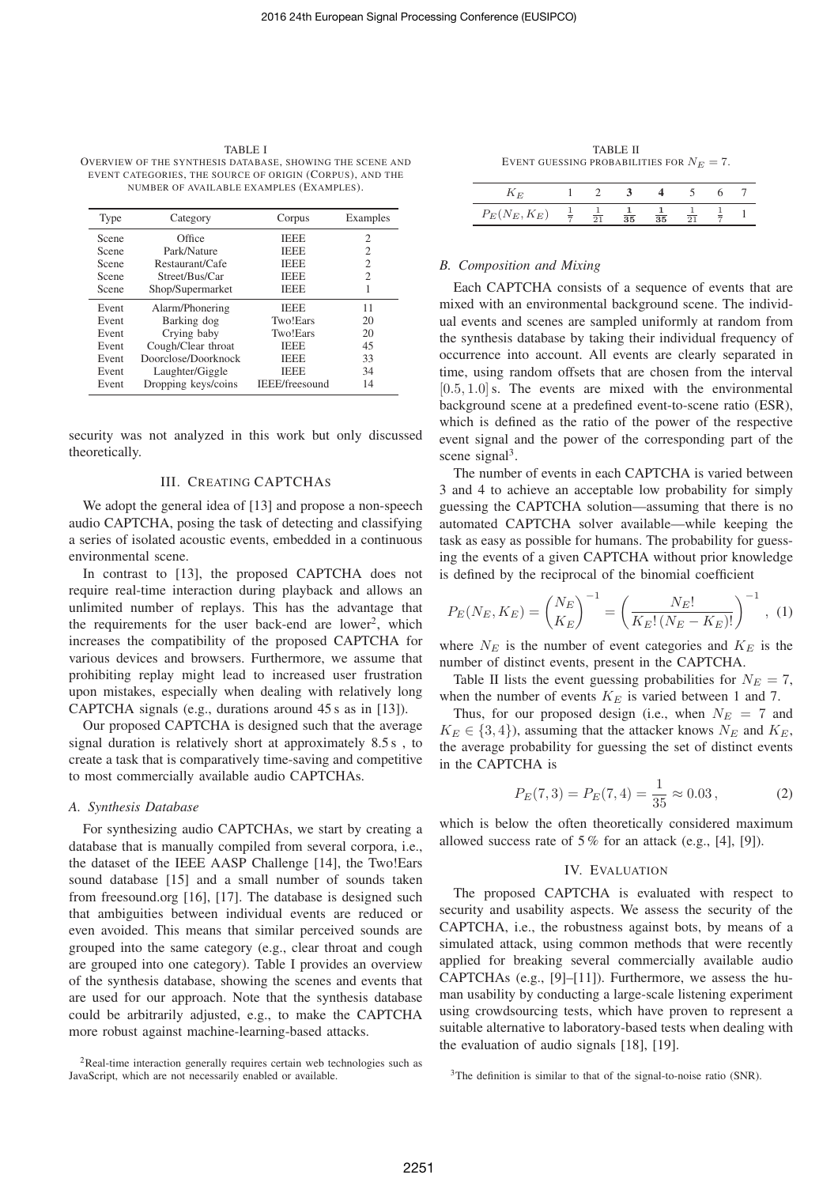TABLE I
OVERVIEW OF THE SYNTHESIS DATABASE, SHOWING THE SCENE AND EVENT CATEGORIES, THE SOURCE OF ORIGIN (CORPUS), AND THE NUMBER OF AVAILABLE EXAMPLES (EXAMPLES).

| Type | Category | Corpus | Examples |
|---|---|---|---|
| Scene | Office | IEEE | 2 |
| Scene | Park/Nature | IEEE | 2 |
| Scene | Restaurant/Cafe | IEEE | 2 |
| Scene | Street/Bus/Car | IEEE | 2 |
| Scene | Shop/Supermarket | IEEE | 1 |
| Event | Alarm/Phonering | IEEE | 11 |
| Event | Barking dog | Two!Ears | 20 |
| Event | Crying baby | Two!Ears | 20 |
| Event | Cough/Clear throat | IEEE | 45 |
| Event | Doorclose/Doorknock | IEEE | 33 |
| Event | Laughter/Giggle | IEEE | 34 |
| Event | Dropping keys/coins | IEEE/freesound | 14 |

security was not analyzed in this work but only discussed theoretically.

## III. CREATING CAPTCHAS

We adopt the general idea of [13] and propose a non-speech audio CAPTCHA, posing the task of detecting and classifying a series of isolated acoustic events, embedded in a continuous environmental scene.

In contrast to [13], the proposed CAPTCHA does not require real-time interaction during playback and allows an unlimited number of replays. This has the advantage that the requirements for the user back-end are lower[2], which increases the compatibility of the proposed CAPTCHA for various devices and browsers. Furthermore, we assume that prohibiting replay might lead to increased user frustration upon mistakes, especially when dealing with relatively long CAPTCHA signals (e.g., durations around 45 s as in [13]).

Our proposed CAPTCHA is designed such that the average signal duration is relatively short at approximately 8.5 s , to create a task that is comparatively time-saving and competitive to most commercially available audio CAPTCHAs.

### A. Synthesis Database

For synthesizing audio CAPTCHAs, we start by creating a database that is manually compiled from several corpora, i.e., the dataset of the IEEE AASP Challenge [14], the Two!Ears sound database [15] and a small number of sounds taken from freesound.org [16], [17]. The database is designed such that ambiguities between individual events are reduced or even avoided. This means that similar perceived sounds are grouped into the same category (e.g., clear throat and cough are grouped into one category). Table I provides an overview of the synthesis database, showing the scenes and events that are used for our approach. Note that the synthesis database could be arbitrarily adjusted, e.g., to make the CAPTCHA more robust against machine-learning-based attacks.

[2]Real-time interaction generally requires certain web technologies such as JavaScript, which are not necessarily enabled or available.

TABLE II
EVENT GUESSING PROBABILITIES FOR $N_E = 7$.

| $K_E$ | 1 | 2 | **3** | **4** | 5 | 6 | 7 |
|---|---|---|---|---|---|---|---|
| $P_E(N_E, K_E)$ | $\frac{1}{7}$ | $\frac{1}{21}$ | $\mathbf{\frac{1}{35}}$ | $\mathbf{\frac{1}{35}}$ | $\frac{1}{21}$ | $\frac{1}{7}$ | 1 |

### B. Composition and Mixing

Each CAPTCHA consists of a sequence of events that are mixed with an environmental background scene. The individual events and scenes are sampled uniformly at random from the synthesis database by taking their individual frequency of occurrence into account. All events are clearly separated in time, using random offsets that are chosen from the interval $[0.5, 1.0]$ s. The events are mixed with the environmental background scene at a predefined event-to-scene ratio (ESR), which is defined as the ratio of the power of the respective event signal and the power of the corresponding part of the scene signal[3].

The number of events in each CAPTCHA is varied between 3 and 4 to achieve an acceptable low probability for simply guessing the CAPTCHA solution—assuming that there is no automated CAPTCHA solver available—while keeping the task as easy as possible for humans. The probability for guessing the events of a given CAPTCHA without prior knowledge is defined by the reciprocal of the binomial coefficient

$$P_E(N_E, K_E) = \binom{N_E}{K_E}^{-1} = \left( \frac{N_E!}{K_E!\,(N_E - K_E)!} \right)^{-1}, \quad (1)$$

where $N_E$ is the number of event categories and $K_E$ is the number of distinct events, present in the CAPTCHA.

Table II lists the event guessing probabilities for $N_E = 7$, when the number of events $K_E$ is varied between 1 and 7.

Thus, for our proposed design (i.e., when $N_E = 7$ and $K_E \in \{3, 4\}$), assuming that the attacker knows $N_E$ and $K_E$, the average probability for guessing the set of distinct events in the CAPTCHA is

$$P_E(7, 3) = P_E(7, 4) = \frac{1}{35} \approx 0.03\,, \quad (2)$$

which is below the often theoretically considered maximum allowed success rate of 5 % for an attack (e.g., [4], [9]).

## IV. EVALUATION

The proposed CAPTCHA is evaluated with respect to security and usability aspects. We assess the security of the CAPTCHA, i.e., the robustness against bots, by means of a simulated attack, using common methods that were recently applied for breaking several commercially available audio CAPTCHAs (e.g., [9]–[11]). Furthermore, we assess the human usability by conducting a large-scale listening experiment using crowdsourcing tests, which have proven to represent a suitable alternative to laboratory-based tests when dealing with the evaluation of audio signals [18], [19].

[3]The definition is similar to that of the signal-to-noise ratio (SNR).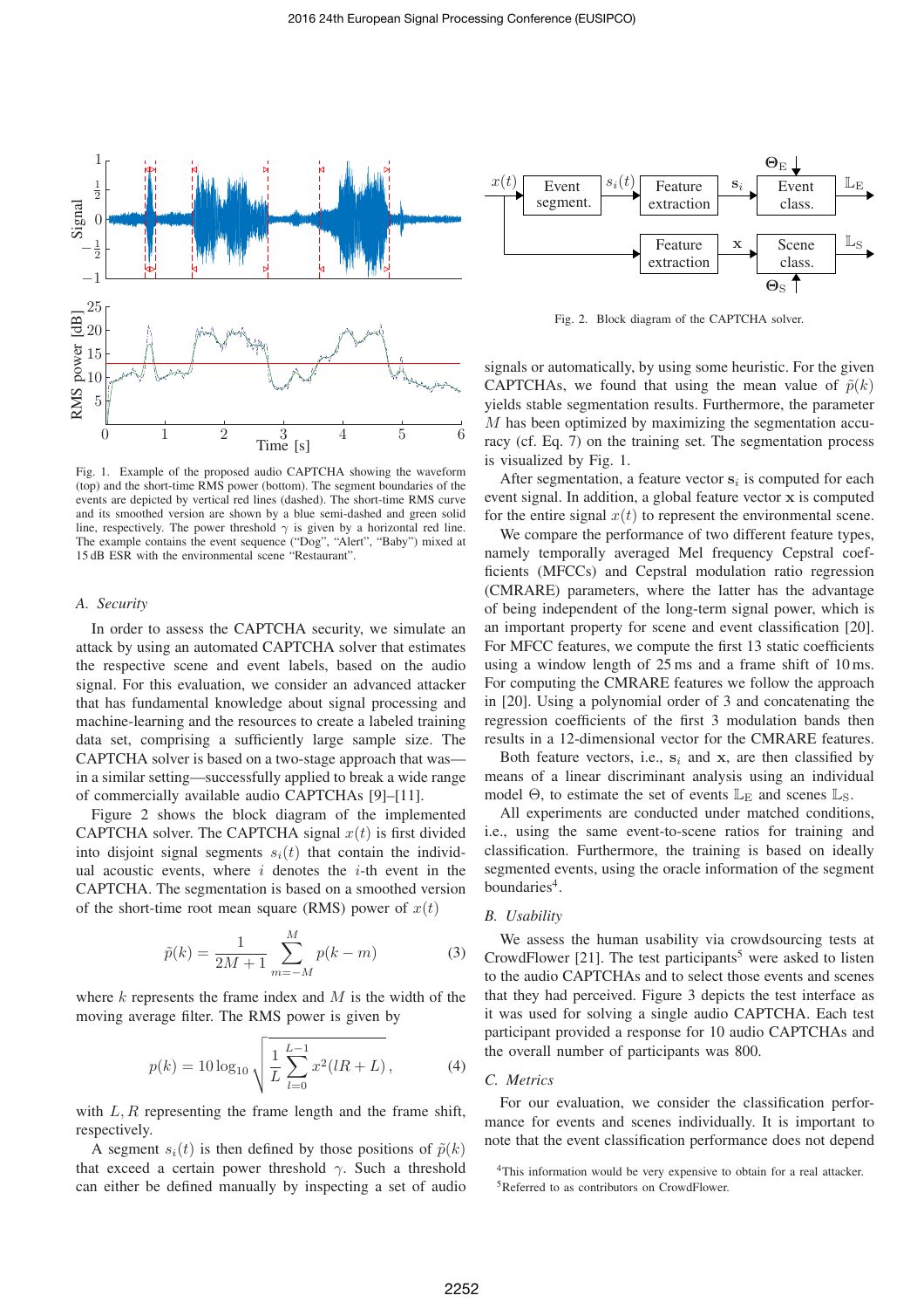Fig. 1. Example of the proposed audio CAPTCHA showing the waveform (top) and the short-time RMS power (bottom). The segment boundaries of the events are depicted by vertical red lines (dashed). The short-time RMS curve and its smoothed version are shown by a blue semi-dashed and green solid line, respectively. The power threshold $\gamma$ is given by a horizontal red line. The example contains the event sequence ("Dog", "Alert", "Baby") mixed at 15 dB ESR with the environmental scene "Restaurant".

### A. Security

In order to assess the CAPTCHA security, we simulate an attack by using an automated CAPTCHA solver that estimates the respective scene and event labels, based on the audio signal. For this evaluation, we consider an advanced attacker that has fundamental knowledge about signal processing and machine-learning and the resources to create a labeled training data set, comprising a sufficiently large sample size. The CAPTCHA solver is based on a two-stage approach that was—in a similar setting—successfully applied to break a wide range of commercially available audio CAPTCHAs [9]–[11].

Figure 2 shows the block diagram of the implemented CAPTCHA solver. The CAPTCHA signal $x(t)$ is first divided into disjoint signal segments $s_i(t)$ that contain the individual acoustic events, where $i$ denotes the $i$-th event in the CAPTCHA. The segmentation is based on a smoothed version of the short-time root mean square (RMS) power of $x(t)$

$$\tilde{p}(k) = \frac{1}{2M+1} \sum_{m=-M}^{M} p(k-m) \tag{3}$$

where $k$ represents the frame index and $M$ is the width of the moving average filter. The RMS power is given by

$$p(k) = 10 \log_{10} \sqrt{\frac{1}{L} \sum_{l=0}^{L-1} x^2(lR + L)}\,, \tag{4}$$

with $L, R$ representing the frame length and the frame shift, respectively.

A segment $s_i(t)$ is then defined by those positions of $\tilde{p}(k)$ that exceed a certain power threshold $\gamma$. Such a threshold can either be defined manually by inspecting a set of audio signals or automatically, by using some heuristic. For the given CAPTCHAs, we found that using the mean value of $\tilde{p}(k)$ yields stable segmentation results. Furthermore, the parameter $M$ has been optimized by maximizing the segmentation accuracy (cf. Eq. 7) on the training set. The segmentation process is visualized by Fig. 1.

Fig. 2. Block diagram of the CAPTCHA solver.

After segmentation, a feature vector $\mathbf{s}_i$ is computed for each event signal. In addition, a global feature vector $\mathbf{x}$ is computed for the entire signal $x(t)$ to represent the environmental scene.

We compare the performance of two different feature types, namely temporally averaged Mel frequency Cepstral coefficients (MFCCs) and Cepstral modulation ratio regression (CMRARE) parameters, where the latter has the advantage of being independent of the long-term signal power, which is an important property for scene and event classification [20]. For MFCC features, we compute the first 13 static coefficients using a window length of 25 ms and a frame shift of 10 ms. For computing the CMRARE features we follow the approach in [20]. Using a polynomial order of 3 and concatenating the regression coefficients of the first 3 modulation bands then results in a 12-dimensional vector for the CMRARE features.

Both feature vectors, i.e., $\mathbf{s}_i$ and $\mathbf{x}$, are then classified by means of a linear discriminant analysis using an individual model $\Theta$, to estimate the set of events $\mathbb{L}_\mathrm{E}$ and scenes $\mathbb{L}_\mathrm{S}$.

All experiments are conducted under matched conditions, i.e., using the same event-to-scene ratios for training and classification. Furthermore, the training is based on ideally segmented events, using the oracle information of the segment boundaries[4].

### B. Usability

We assess the human usability via crowdsourcing tests at CrowdFlower [21]. The test participants[5] were asked to listen to the audio CAPTCHAs and to select those events and scenes that they had perceived. Figure 3 depicts the test interface as it was used for solving a single audio CAPTCHA. Each test participant provided a response for 10 audio CAPTCHAs and the overall number of participants was 800.

### C. Metrics

For our evaluation, we consider the classification performance for events and scenes individually. It is important to note that the event classification performance does not depend

[4] This information would be very expensive to obtain for a real attacker.
[5] Referred to as contributors on CrowdFlower.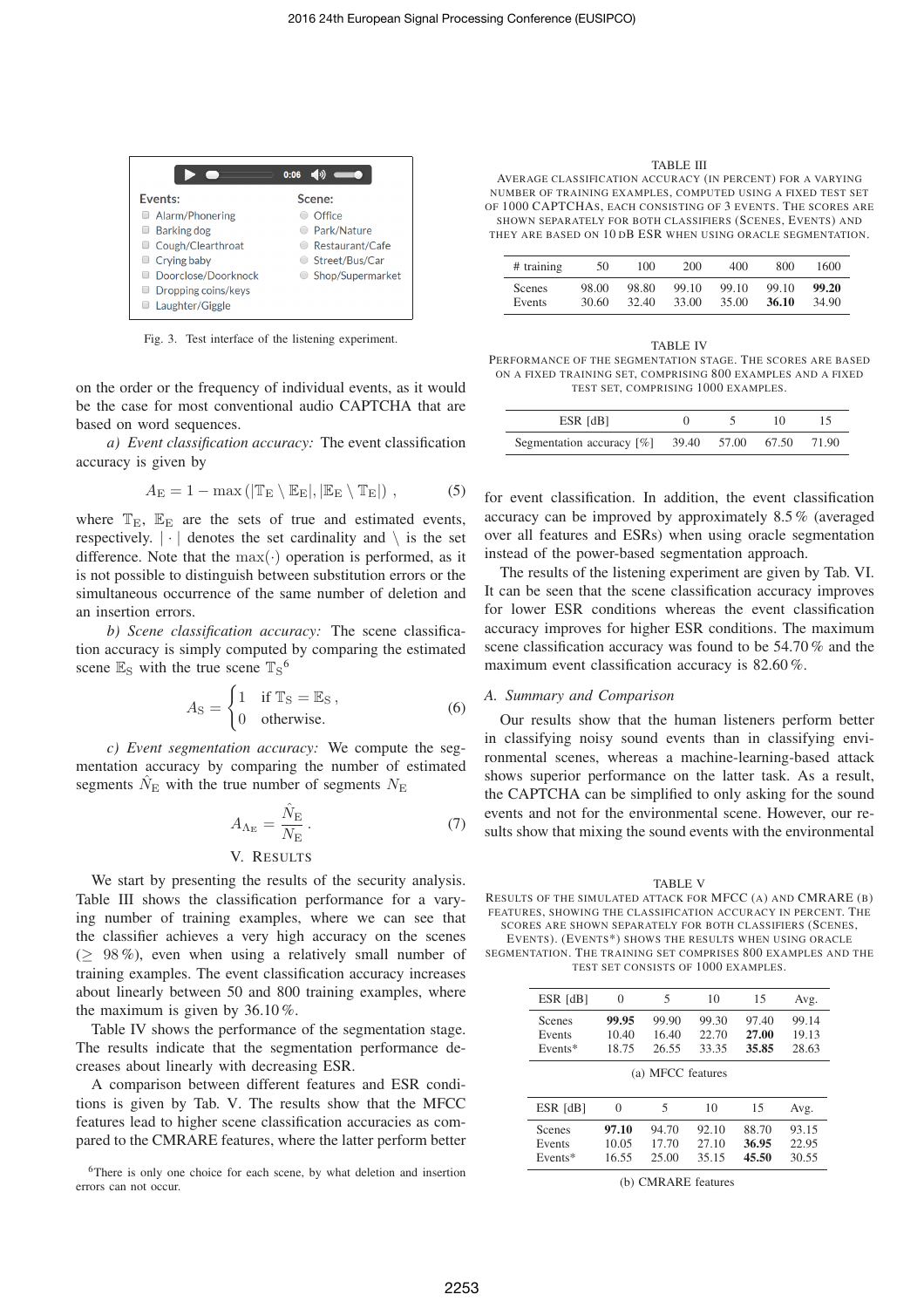Events:
- Alarm/Phonering
- Barking dog
- Cough/Clearthroat
- Crying baby
- Doorclose/Doorknock
- Dropping coins/keys
- Laughter/Giggle

Scene:
- Office
- Park/Nature
- Restaurant/Cafe
- Street/Bus/Car
- Shop/Supermarket

Fig. 3. Test interface of the listening experiment.

on the order or the frequency of individual events, as it would be the case for most conventional audio CAPTCHA that are based on word sequences.

*a) Event classification accuracy:* The event classification accuracy is given by

$$A_{\mathrm{E}} = 1 - \max\left(|\mathbb{T}_{\mathrm{E}} \setminus \mathbb{E}_{\mathrm{E}}|, |\mathbb{E}_{\mathrm{E}} \setminus \mathbb{T}_{\mathrm{E}}|\right), \tag{5}$$

where $\mathbb{T}_{\mathrm{E}}$, $\mathbb{E}_{\mathrm{E}}$ are the sets of true and estimated events, respectively. $|\cdot|$ denotes the set cardinality and $\setminus$ is the set difference. Note that the $\max(\cdot)$ operation is performed, as it is not possible to distinguish between substitution errors or the simultaneous occurrence of the same number of deletion and an insertion errors.

*b) Scene classification accuracy:* The scene classification accuracy is simply computed by comparing the estimated scene $\mathbb{E}_{\mathrm{S}}$ with the true scene $\mathbb{T}_{\mathrm{S}}$[6]

$$A_{\mathrm{S}} = \begin{cases} 1 & \text{if } \mathbb{T}_{\mathrm{S}} = \mathbb{E}_{\mathrm{S}}\,, \\ 0 & \text{otherwise.} \end{cases} \tag{6}$$

*c) Event segmentation accuracy:* We compute the segmentation accuracy by comparing the number of estimated segments $\hat{N}_{\mathrm{E}}$ with the true number of segments $N_{\mathrm{E}}$

$$A_{\Lambda_{\mathrm{E}}} = \frac{\hat{N}_{\mathrm{E}}}{N_{\mathrm{E}}}\,. \tag{7}$$

## V. Results

We start by presenting the results of the security analysis. Table III shows the classification performance for a varying number of training examples, where we can see that the classifier achieves a very high accuracy on the scenes ($\geq$ 98 %), even when using a relatively small number of training examples. The event classification accuracy increases about linearly between 50 and 800 training examples, where the maximum is given by 36.10 %.

Table IV shows the performance of the segmentation stage. The results indicate that the segmentation performance decreases about linearly with decreasing ESR.

A comparison between different features and ESR conditions is given by Tab. V. The results show that the MFCC features lead to higher scene classification accuracies as compared to the CMRARE features, where the latter perform better for event classification. In addition, the event classification accuracy can be improved by approximately 8.5 % (averaged over all features and ESRs) when using oracle segmentation instead of the power-based segmentation approach.

The results of the listening experiment are given by Tab. VI. It can be seen that the scene classification accuracy improves for lower ESR conditions whereas the event classification accuracy improves for higher ESR conditions. The maximum scene classification accuracy was found to be 54.70 % and the maximum event classification accuracy is 82.60 %.

### A. Summary and Comparison

Our results show that the human listeners perform better in classifying noisy sound events than in classifying environmental scenes, whereas a machine-learning-based attack shows superior performance on the latter task. As a result, the CAPTCHA can be simplified to only asking for the sound events and not for the environmental scene. However, our results show that mixing the sound events with the environmental

TABLE III
AVERAGE CLASSIFICATION ACCURACY (IN PERCENT) FOR A VARYING NUMBER OF TRAINING EXAMPLES, COMPUTED USING A FIXED TEST SET OF 1000 CAPTCHAS, EACH CONSISTING OF 3 EVENTS. THE SCORES ARE SHOWN SEPARATELY FOR BOTH CLASSIFIERS (SCENES, EVENTS) AND THEY ARE BASED ON 10 dB ESR WHEN USING ORACLE SEGMENTATION.

| # training | 50 | 100 | 200 | 400 | 800 | 1600 |
|---|---|---|---|---|---|---|
| Scenes | 98.00 | 98.80 | 99.10 | 99.10 | 99.10 | **99.20** |
| Events | 30.60 | 32.40 | 33.00 | 35.00 | **36.10** | 34.90 |

TABLE IV
PERFORMANCE OF THE SEGMENTATION STAGE. THE SCORES ARE BASED ON A FIXED TRAINING SET, COMPRISING 800 EXAMPLES AND A FIXED TEST SET, COMPRISING 1000 EXAMPLES.

| ESR [dB] | 0 | 5 | 10 | 15 |
|---|---|---|---|---|
| Segmentation accuracy [%] | 39.40 | 57.00 | 67.50 | 71.90 |

TABLE V
RESULTS OF THE SIMULATED ATTACK FOR MFCC (A) AND CMRARE (B) FEATURES, SHOWING THE CLASSIFICATION ACCURACY IN PERCENT. THE SCORES ARE SHOWN SEPARATELY FOR BOTH CLASSIFIERS (SCENES, EVENTS). (EVENTS*) SHOWS THE RESULTS WHEN USING ORACLE SEGMENTATION. THE TRAINING SET COMPRISES 800 EXAMPLES AND THE TEST SET CONSISTS OF 1000 EXAMPLES.

| ESR [dB] | 0 | 5 | 10 | 15 | Avg. |
|---|---|---|---|---|---|
| Scenes | **99.95** | 99.90 | 99.30 | 97.40 | 99.14 |
| Events | 10.40 | 16.40 | 22.70 | **27.00** | 19.13 |
| Events* | 18.75 | 26.55 | 33.35 | **35.85** | 28.63 |

(a) MFCC features

| ESR [dB] | 0 | 5 | 10 | 15 | Avg. |
|---|---|---|---|---|---|
| Scenes | **97.10** | 94.70 | 92.10 | 88.70 | 93.15 |
| Events | 10.05 | 17.70 | 27.10 | **36.95** | 22.95 |
| Events* | 16.55 | 25.00 | 35.15 | **45.50** | 30.55 |

(b) CMRARE features

[6]There is only one choice for each scene, by what deletion and insertion errors can not occur.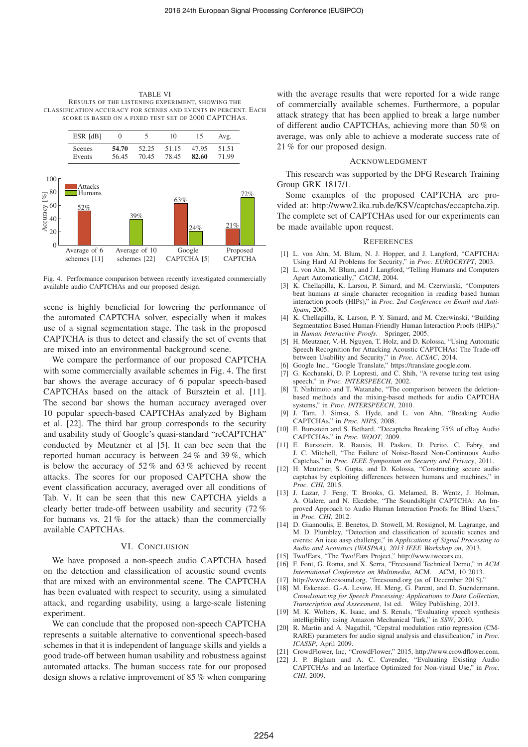TABLE VI
RESULTS OF THE LISTENING EXPERIMENT, SHOWING THE CLASSIFICATION ACCURACY FOR SCENES AND EVENTS IN PERCENT. EACH SCORE IS BASED ON A FIXED TEST SET OF 2000 CAPTCHAS.

| ESR [dB] | 0 | 5 | 10 | 15 | Avg. |
|---|---|---|---|---|---|
| Scenes | **54.70** | 52.25 | 51.15 | 47.95 | 51.51 |
| Events | 56.45 | 70.45 | 78.45 | **82.60** | 71.99 |

100
80
60
40
20
0
Accuracy [%]
Attacks
Humans
52%
39%
63%
24%
21%
72%
Average of 6 schemes [11]
Average of 10 schemes [22]
Google CAPTCHA [5]
Proposed CAPTCHA

Fig. 4. Performance comparison between recently investigated commercially available audio CAPTCHAs and our proposed design.

scene is highly beneficial for lowering the performance of the automated CAPTCHA solver, especially when it makes use of a signal segmentation stage. The task in the proposed CAPTCHA is thus to detect and classify the set of events that are mixed into an environmental background scene.

We compare the performance of our proposed CAPTCHA with some commercially available schemes in Fig. 4. The first bar shows the average accuracy of 6 popular speech-based CAPTCHAs based on the attack of Bursztein et al. [11]. The second bar shows the human accuracy averaged over 10 popular speech-based CAPTCHAs analyzed by Bigham et al. [22]. The third bar group corresponds to the security and usability study of Google's quasi-standard "reCAPTCHA" conducted by Meutzner et al [5]. It can bee seen that the reported human accuracy is between 24 % and 39 %, which is below the accuracy of 52 % and 63 % achieved by recent attacks. The scores for our proposed CAPTCHA show the event classification accuracy, averaged over all conditions of Tab. V. It can be seen that this new CAPTCHA yields a clearly better trade-off between usability and security (72 % for humans vs. 21 % for the attack) than the commercially available CAPTCHAs.

## VI. CONCLUSION

We have proposed a non-speech audio CAPTCHA based on the detection and classification of acoustic sound events that are mixed with an environmental scene. The CAPTCHA has been evaluated with respect to security, using a simulated attack, and regarding usability, using a large-scale listening experiment.

We can conclude that the proposed non-speech CAPTCHA represents a suitable alternative to conventional speech-based schemes in that it is independent of language skills and yields a good trade-off between human usability and robustness against automated attacks. The human success rate for our proposed design shows a relative improvement of 85 % when comparing with the average results that were reported for a wide range of commercially available schemes. Furthermore, a popular attack strategy that has been applied to break a large number of different audio CAPTCHAs, achieving more than 50 % on average, was only able to achieve a moderate success rate of 21 % for our proposed design.

## ACKNOWLEDGMENT

This research was supported by the DFG Research Training Group GRK 1817/1.

Some examples of the proposed CAPTCHA are provided at: http://www2.ika.rub.de/KSV/captchas/eccaptcha.zip. The complete set of CAPTCHAs used for our experiments can be made available upon request.

## REFERENCES

[1] L. von Ahn, M. Blum, N. J. Hopper, and J. Langford, "CAPTCHA: Using Hard AI Problems for Security," in *Proc. EUROCRYPT*, 2003.
[2] L. von Ahn, M. Blum, J. Langford, "Telling Humans and Computers Apart Automatically," *CACM*, 2004.
[3] K. Chellapilla, K. Larson, P. Simard, and M. Czerwinski, "Computers beat humans at single character recognition in reading based human interaction proofs (HIPs)," in *Proc. 2nd Conference on Email and Anti-Spam*, 2005.
[4] K. Chellapilla, K. Larson, P. Y. Simard, and M. Czerwinski, "Building Segmentation Based Human-Friendly Human Interaction Proofs (HIPs)," in *Human Interactive Proofs*. Springer, 2005.
[5] H. Meutzner, V.-H. Nguyen, T. Holz, and D. Kolossa, "Using Automatic Speech Recognition for Attacking Acoustic CAPTCHAs: The Trade-off between Usability and Security," in *Proc. ACSAC*, 2014.
[6] Google Inc., "Google Translate," https://translate.google.com.
[7] G. Kochanski, D. P. Lopresti, and C. Shih, "A reverse turing test using speech," in *Proc. INTERSPEECH*, 2002.
[8] T. Nishimoto and T. Watanabe, "The comparison between the deletion-based methods and the mixing-based methods for audio CAPTCHA systems," in *Proc. INTERSPEECH*, 2010.
[9] J. Tam, J. Simsa, S. Hyde, and L. von Ahn, "Breaking Audio CAPTCHAs," in *Proc. NIPS*, 2008.
[10] E. Bursztein and S. Bethard, "Decaptcha Breaking 75% of eBay Audio CAPTCHAs," in *Proc. WOOT*, 2009.
[11] E. Bursztein, R. Bauxis, H. Paskov, D. Perito, C. Fabry, and J. C. Mitchell, "The Failure of Noise-Based Non-Continuous Audio Captchas," in *Proc. IEEE Symposium on Security and Privacy*, 2011.
[12] H. Meutzner, S. Gupta, and D. Kolossa, "Constructing secure audio captchas by exploiting differences between humans and machines," in *Proc. CHI*, 2015.
[13] J. Lazar, J. Feng, T. Brooks, G. Melamed, B. Wentz, J. Holman, A. Olalere, and N. Ekedebe, "The SoundsRight CAPTCHA: An Improved Approach to Audio Human Interaction Proofs for Blind Users," in *Proc. CHI*, 2012.
[14] D. Giannoulis, E. Benetos, D. Stowell, M. Rossignol, M. Lagrange, and M. D. Plumbley, "Detection and classification of acoustic scenes and events: An ieee aasp challenge," in *Applications of Signal Processing to Audio and Acoustics (WASPAA), 2013 IEEE Workshop on*, 2013.
[15] Two!Ears, "The Two!Ears Project," http://www.twoears.eu.
[16] F. Font, G. Roma, and X. Serra, "Freesound Technical Demo," in *ACM International Conference on Multimedia*, ACM. ACM, 10 2013.
[17] http://www.freesound.org, "freesound.org (as of December 2015)."
[18] M. Eskenazi, G.-A. Levow, H. Meng, G. Parent, and D. Suendermann, *Crowdsourcing for Speech Processing: Applications to Data Collection, Transcription and Assessment*, 1st ed. Wiley Publishing, 2013.
[19] M. K. Wolters, K. Isaac, and S. Renals, "Evaluating speech synthesis intelligibility using Amazon Mechanical Turk," in *SSW*, 2010.
[20] R. Martin and A. Nagathil, "Cepstral modulation ratio regression (CMRARE) parameters for audio signal analysis and classification," in *Proc. ICASSP*, April 2009.
[21] CrowdFlower, Inc, "CrowdFlower," 2015, http://www.crowdflower.com.
[22] J. P. Bigham and A. C. Cavender, "Evaluating Existing Audio CAPTCHAs and an Interface Optimized for Non-visual Use," in *Proc. CHI*, 2009.